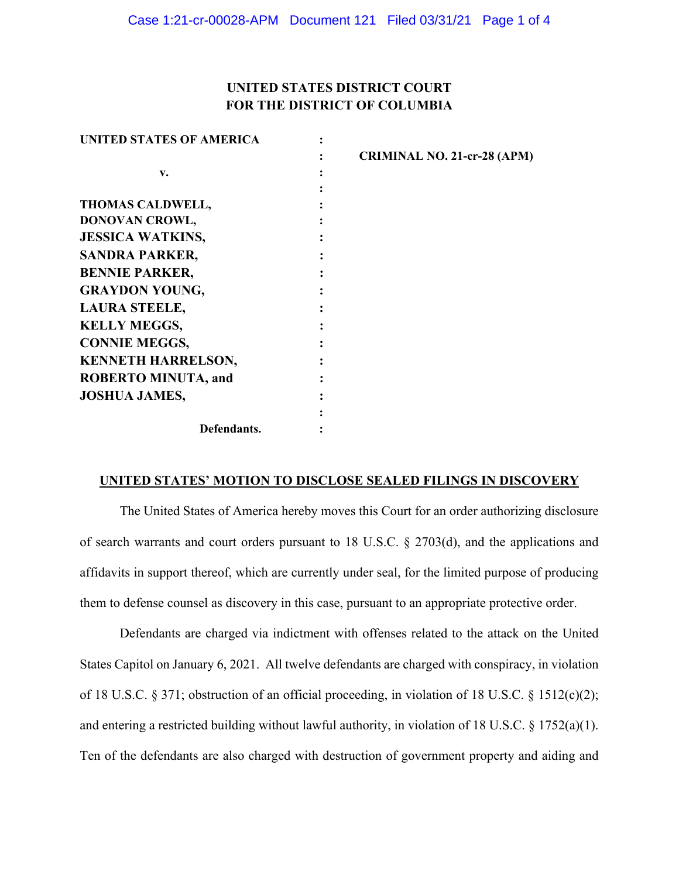# UNITED STATES DISTRICT COURT
# FOR THE DISTRICT OF COLUMBIA

| | | |
|---|---|---|
| **UNITED STATES OF AMERICA** | : | |
| | : | **CRIMINAL NO. 21-cr-28 (APM)** |
| **v.** | : | |
| | : | |
| **THOMAS CALDWELL,** | : | |
| **DONOVAN CROWL,** | : | |
| **JESSICA WATKINS,** | : | |
| **SANDRA PARKER,** | : | |
| **BENNIE PARKER,** | : | |
| **GRAYDON YOUNG,** | : | |
| **LAURA STEELE,** | : | |
| **KELLY MEGGS,** | : | |
| **CONNIE MEGGS,** | : | |
| **KENNETH HARRELSON,** | : | |
| **ROBERTO MINUTA, and** | : | |
| **JOSHUA JAMES,** | : | |
| | : | |
| **Defendants.** | : | |

## UNITED STATES' MOTION TO DISCLOSE SEALED FILINGS IN DISCOVERY

The United States of America hereby moves this Court for an order authorizing disclosure of search warrants and court orders pursuant to 18 U.S.C. § 2703(d), and the applications and affidavits in support thereof, which are currently under seal, for the limited purpose of producing them to defense counsel as discovery in this case, pursuant to an appropriate protective order.

Defendants are charged via indictment with offenses related to the attack on the United States Capitol on January 6, 2021. All twelve defendants are charged with conspiracy, in violation of 18 U.S.C. § 371; obstruction of an official proceeding, in violation of 18 U.S.C. § 1512(c)(2); and entering a restricted building without lawful authority, in violation of 18 U.S.C. § 1752(a)(1). Ten of the defendants are also charged with destruction of government property and aiding and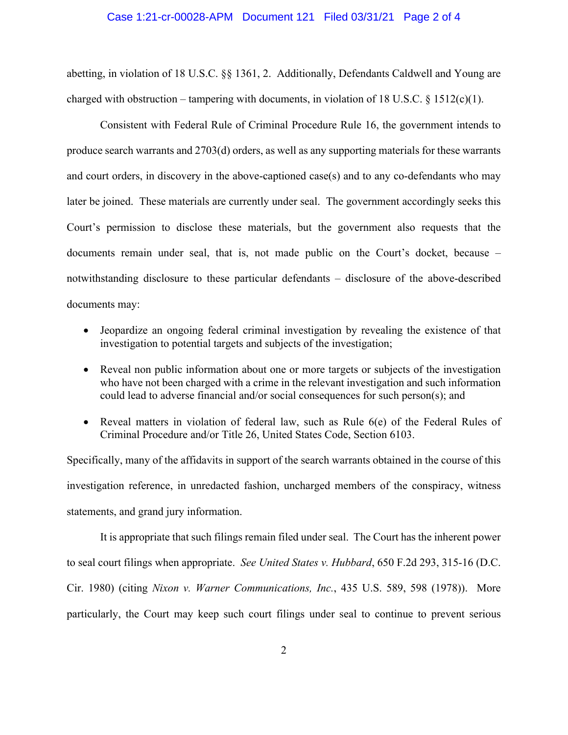abetting, in violation of 18 U.S.C. §§ 1361, 2. Additionally, Defendants Caldwell and Young are charged with obstruction – tampering with documents, in violation of 18 U.S.C. § 1512(c)(1).

Consistent with Federal Rule of Criminal Procedure Rule 16, the government intends to produce search warrants and 2703(d) orders, as well as any supporting materials for these warrants and court orders, in discovery in the above-captioned case(s) and to any co-defendants who may later be joined. These materials are currently under seal. The government accordingly seeks this Court's permission to disclose these materials, but the government also requests that the documents remain under seal, that is, not made public on the Court's docket, because – notwithstanding disclosure to these particular defendants – disclosure of the above-described documents may:

- Jeopardize an ongoing federal criminal investigation by revealing the existence of that investigation to potential targets and subjects of the investigation;
- Reveal non public information about one or more targets or subjects of the investigation who have not been charged with a crime in the relevant investigation and such information could lead to adverse financial and/or social consequences for such person(s); and
- Reveal matters in violation of federal law, such as Rule 6(e) of the Federal Rules of Criminal Procedure and/or Title 26, United States Code, Section 6103.

Specifically, many of the affidavits in support of the search warrants obtained in the course of this investigation reference, in unredacted fashion, uncharged members of the conspiracy, witness statements, and grand jury information.

It is appropriate that such filings remain filed under seal. The Court has the inherent power to seal court filings when appropriate. *See United States v. Hubbard*, 650 F.2d 293, 315-16 (D.C. Cir. 1980) (citing *Nixon v. Warner Communications, Inc.*, 435 U.S. 589, 598 (1978)). More particularly, the Court may keep such court filings under seal to continue to prevent serious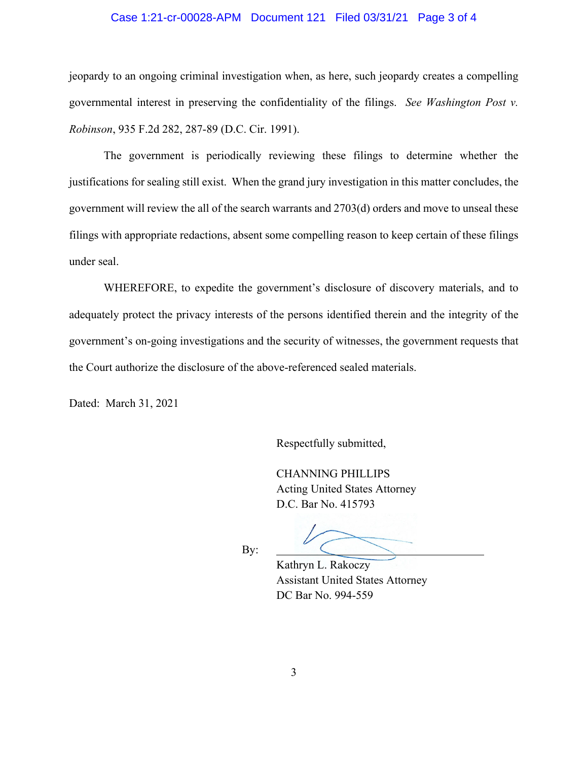jeopardy to an ongoing criminal investigation when, as here, such jeopardy creates a compelling governmental interest in preserving the confidentiality of the filings. *See Washington Post v. Robinson*, 935 F.2d 282, 287-89 (D.C. Cir. 1991).

The government is periodically reviewing these filings to determine whether the justifications for sealing still exist. When the grand jury investigation in this matter concludes, the government will review the all of the search warrants and 2703(d) orders and move to unseal these filings with appropriate redactions, absent some compelling reason to keep certain of these filings under seal.

WHEREFORE, to expedite the government's disclosure of discovery materials, and to adequately protect the privacy interests of the persons identified therein and the integrity of the government's on-going investigations and the security of witnesses, the government requests that the Court authorize the disclosure of the above-referenced sealed materials.

Dated: March 31, 2021

Respectfully submitted,

CHANNING PHILLIPS
Acting United States Attorney
D.C. Bar No. 415793

By: ______________________________
Kathryn L. Rakoczy
Assistant United States Attorney
DC Bar No. 994-559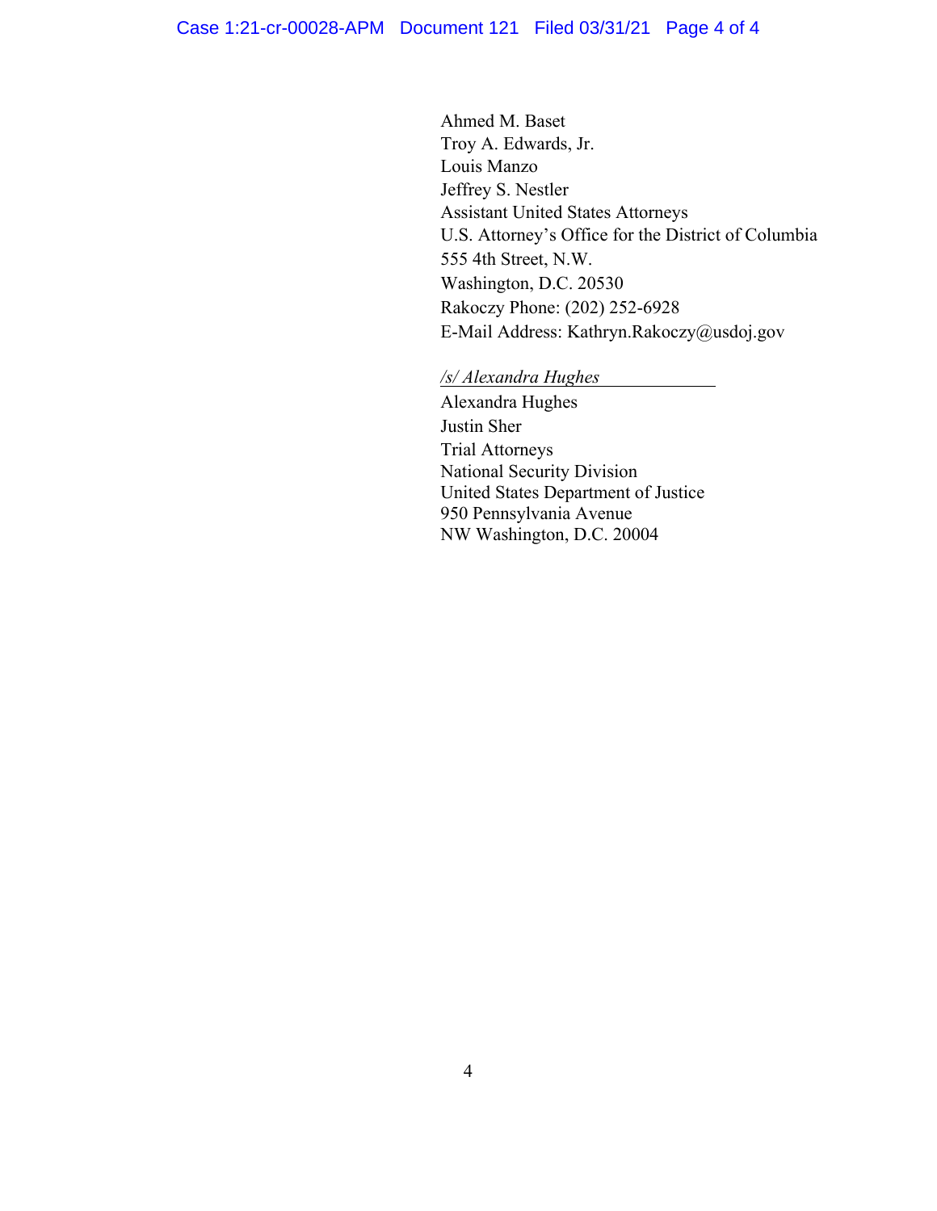Ahmed M. Baset
Troy A. Edwards, Jr.
Louis Manzo
Jeffrey S. Nestler
Assistant United States Attorneys
U.S. Attorney's Office for the District of Columbia
555 4th Street, N.W.
Washington, D.C. 20530
Rakoczy Phone: (202) 252-6928
E-Mail Address: Kathryn.Rakoczy@usdoj.gov

*/s/ Alexandra Hughes*
Alexandra Hughes
Justin Sher
Trial Attorneys
National Security Division
United States Department of Justice
950 Pennsylvania Avenue
NW Washington, D.C. 20004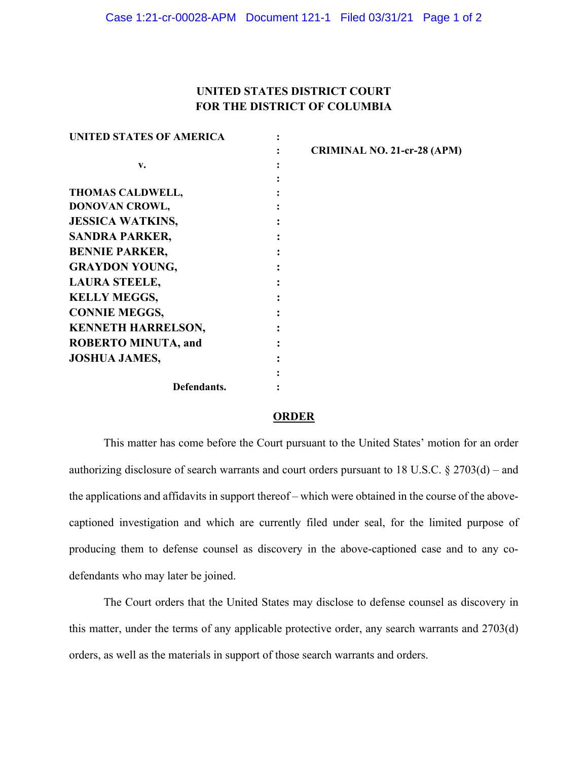**UNITED STATES DISTRICT COURT**
**FOR THE DISTRICT OF COLUMBIA**

| | | |
|---|---|---|
| **UNITED STATES OF AMERICA** | : | |
| | : | **CRIMINAL NO. 21-cr-28 (APM)** |
| **v.** | : | |
| | : | |
| **THOMAS CALDWELL,** | : | |
| **DONOVAN CROWL,** | : | |
| **JESSICA WATKINS,** | : | |
| **SANDRA PARKER,** | : | |
| **BENNIE PARKER,** | : | |
| **GRAYDON YOUNG,** | : | |
| **LAURA STEELE,** | : | |
| **KELLY MEGGS,** | : | |
| **CONNIE MEGGS,** | : | |
| **KENNETH HARRELSON,** | : | |
| **ROBERTO MINUTA, and** | : | |
| **JOSHUA JAMES,** | : | |
| | : | |
| **Defendants.** | : | |

**ORDER**

This matter has come before the Court pursuant to the United States' motion for an order authorizing disclosure of search warrants and court orders pursuant to 18 U.S.C. § 2703(d) – and the applications and affidavits in support thereof – which were obtained in the course of the above-captioned investigation and which are currently filed under seal, for the limited purpose of producing them to defense counsel as discovery in the above-captioned case and to any co-defendants who may later be joined.

The Court orders that the United States may disclose to defense counsel as discovery in this matter, under the terms of any applicable protective order, any search warrants and 2703(d) orders, as well as the materials in support of those search warrants and orders.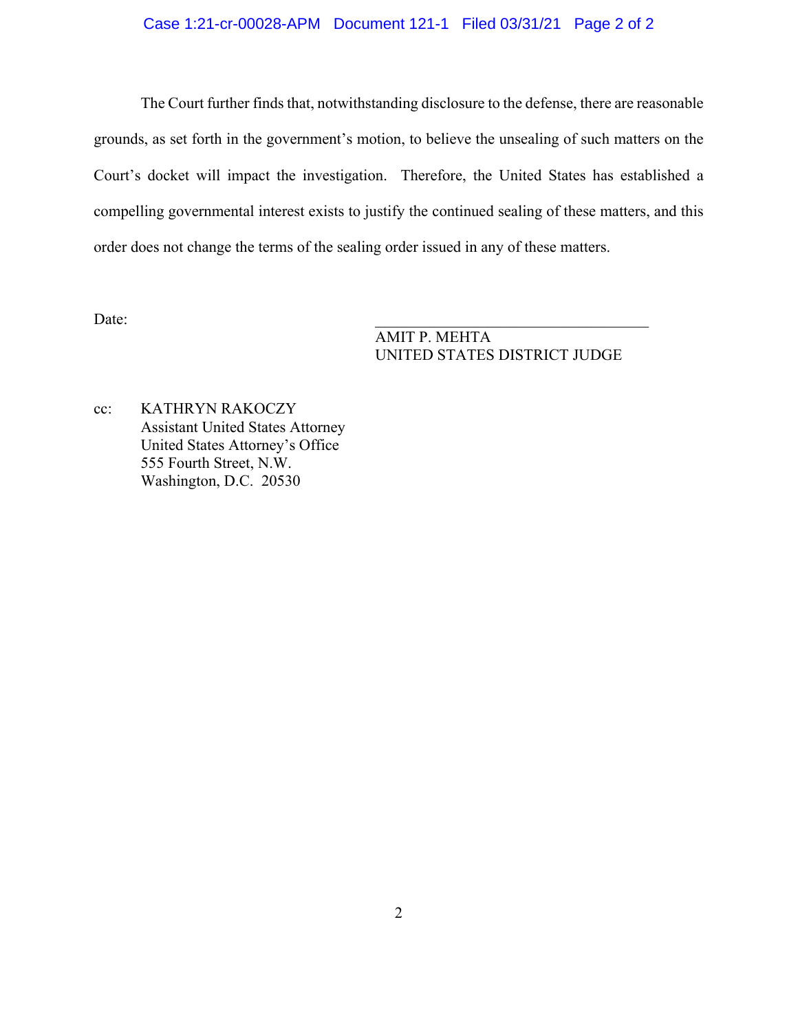The Court further finds that, notwithstanding disclosure to the defense, there are reasonable grounds, as set forth in the government's motion, to believe the unsealing of such matters on the Court's docket will impact the investigation. Therefore, the United States has established a compelling governmental interest exists to justify the continued sealing of these matters, and this order does not change the terms of the sealing order issued in any of these matters.

Date:

\_\_\_\_\_\_\_\_\_\_\_\_\_\_\_\_\_\_\_\_\_\_\_\_\_\_\_\_\_\_\_\_\_\_
AMIT P. MEHTA
UNITED STATES DISTRICT JUDGE

cc: KATHRYN RAKOCZY
Assistant United States Attorney
United States Attorney's Office
555 Fourth Street, N.W.
Washington, D.C. 20530